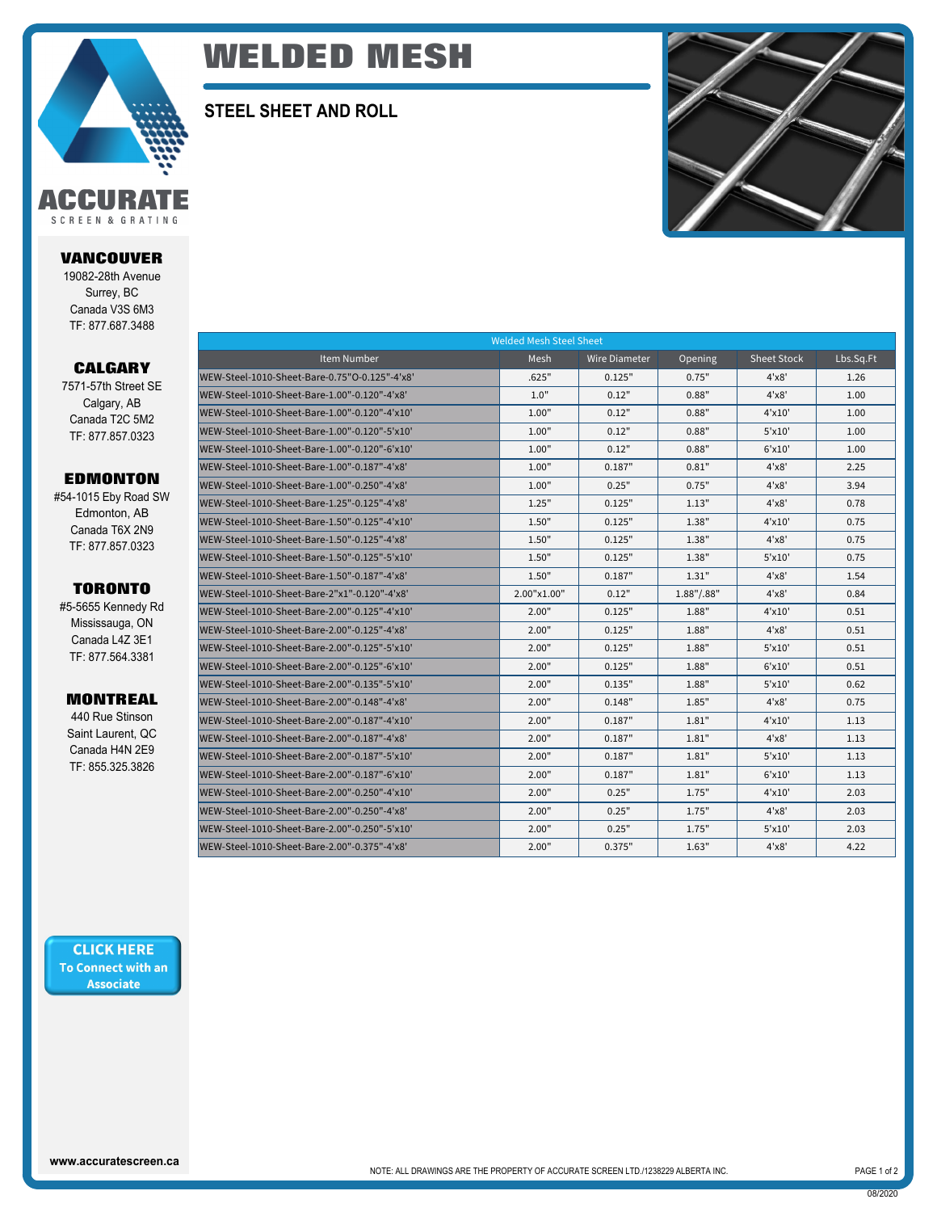# WELDED MESH

## STEEL SHEET AND ROLL

**ACCURATE**
SCREEN & GRATING

**VANCOUVER**
19082-28th Avenue
Surrey, BC
Canada V3S 6M3
TF: 877.687.3488

**CALGARY**
7571-57th Street SE
Calgary, AB
Canada T2C 5M2
TF: 877.857.0323

**EDMONTON**
#54-1015 Eby Road SW
Edmonton, AB
Canada T6X 2N9
TF: 877.857.0323

**TORONTO**
#5-5655 Kennedy Rd
Mississauga, ON
Canada L4Z 3E1
TF: 877.564.3381

**MONTREAL**
440 Rue Stinson
Saint Laurent, QC
Canada H4N 2E9
TF: 855.325.3826

| Welded Mesh Steel Sheet | | | | | |
|---|---|---|---|---|---|
| Item Number | Mesh | Wire Diameter | Opening | Sheet Stock | Lbs.Sq.Ft |
| WEW-Steel-1010-Sheet-Bare-0.75"O-0.125"-4'x8' | .625" | 0.125" | 0.75" | 4'x8' | 1.26 |
| WEW-Steel-1010-Sheet-Bare-1.00"-0.120"-4'x8' | 1.0" | 0.12" | 0.88" | 4'x8' | 1.00 |
| WEW-Steel-1010-Sheet-Bare-1.00"-0.120"-4'x10' | 1.00" | 0.12" | 0.88" | 4'x10' | 1.00 |
| WEW-Steel-1010-Sheet-Bare-1.00"-0.120"-5'x10' | 1.00" | 0.12" | 0.88" | 5'x10' | 1.00 |
| WEW-Steel-1010-Sheet-Bare-1.00"-0.120"-6'x10' | 1.00" | 0.12" | 0.88" | 6'x10' | 1.00 |
| WEW-Steel-1010-Sheet-Bare-1.00"-0.187"-4'x8' | 1.00" | 0.187" | 0.81" | 4'x8' | 2.25 |
| WEW-Steel-1010-Sheet-Bare-1.00"-0.250"-4'x8' | 1.00" | 0.25" | 0.75" | 4'x8' | 3.94 |
| WEW-Steel-1010-Sheet-Bare-1.25"-0.125"-4'x8' | 1.25" | 0.125" | 1.13" | 4'x8' | 0.78 |
| WEW-Steel-1010-Sheet-Bare-1.50"-0.125"-4'x10' | 1.50" | 0.125" | 1.38" | 4'x10' | 0.75 |
| WEW-Steel-1010-Sheet-Bare-1.50"-0.125"-4'x8' | 1.50" | 0.125" | 1.38" | 4'x8' | 0.75 |
| WEW-Steel-1010-Sheet-Bare-1.50"-0.125"-5'x10' | 1.50" | 0.125" | 1.38" | 5'x10' | 0.75 |
| WEW-Steel-1010-Sheet-Bare-1.50"-0.187"-4'x8' | 1.50" | 0.187" | 1.31" | 4'x8' | 1.54 |
| WEW-Steel-1010-Sheet-Bare-2"x1"-0.120"-4'x8' | 2.00"x1.00" | 0.12" | 1.88"/.88" | 4'x8' | 0.84 |
| WEW-Steel-1010-Sheet-Bare-2.00"-0.125"-4'x10' | 2.00" | 0.125" | 1.88" | 4'x10' | 0.51 |
| WEW-Steel-1010-Sheet-Bare-2.00"-0.125"-4'x8' | 2.00" | 0.125" | 1.88" | 4'x8' | 0.51 |
| WEW-Steel-1010-Sheet-Bare-2.00"-0.125"-5'x10' | 2.00" | 0.125" | 1.88" | 5'x10' | 0.51 |
| WEW-Steel-1010-Sheet-Bare-2.00"-0.125"-6'x10' | 2.00" | 0.125" | 1.88" | 6'x10' | 0.51 |
| WEW-Steel-1010-Sheet-Bare-2.00"-0.135"-5'x10' | 2.00" | 0.135" | 1.88" | 5'x10' | 0.62 |
| WEW-Steel-1010-Sheet-Bare-2.00"-0.148"-4'x8' | 2.00" | 0.148" | 1.85" | 4'x8' | 0.75 |
| WEW-Steel-1010-Sheet-Bare-2.00"-0.187"-4'x10' | 2.00" | 0.187" | 1.81" | 4'x10' | 1.13 |
| WEW-Steel-1010-Sheet-Bare-2.00"-0.187"-4'x8' | 2.00" | 0.187" | 1.81" | 4'x8' | 1.13 |
| WEW-Steel-1010-Sheet-Bare-2.00"-0.187"-5'x10' | 2.00" | 0.187" | 1.81" | 5'x10' | 1.13 |
| WEW-Steel-1010-Sheet-Bare-2.00"-0.187"-6'x10' | 2.00" | 0.187" | 1.81" | 6'x10' | 1.13 |
| WEW-Steel-1010-Sheet-Bare-2.00"-0.250"-4'x10' | 2.00" | 0.25" | 1.75" | 4'x10' | 2.03 |
| WEW-Steel-1010-Sheet-Bare-2.00"-0.250"-4'x8' | 2.00" | 0.25" | 1.75" | 4'x8' | 2.03 |
| WEW-Steel-1010-Sheet-Bare-2.00"-0.250"-5'x10' | 2.00" | 0.25" | 1.75" | 5'x10' | 2.03 |
| WEW-Steel-1010-Sheet-Bare-2.00"-0.375"-4'x8' | 2.00" | 0.375" | 1.63" | 4'x8' | 4.22 |

**CLICK HERE**
**To Connect with an Associate**

www.accuratescreen.ca

NOTE: ALL DRAWINGS ARE THE PROPERTY OF ACCURATE SCREEN LTD./1238229 ALBERTA INC.

08/2020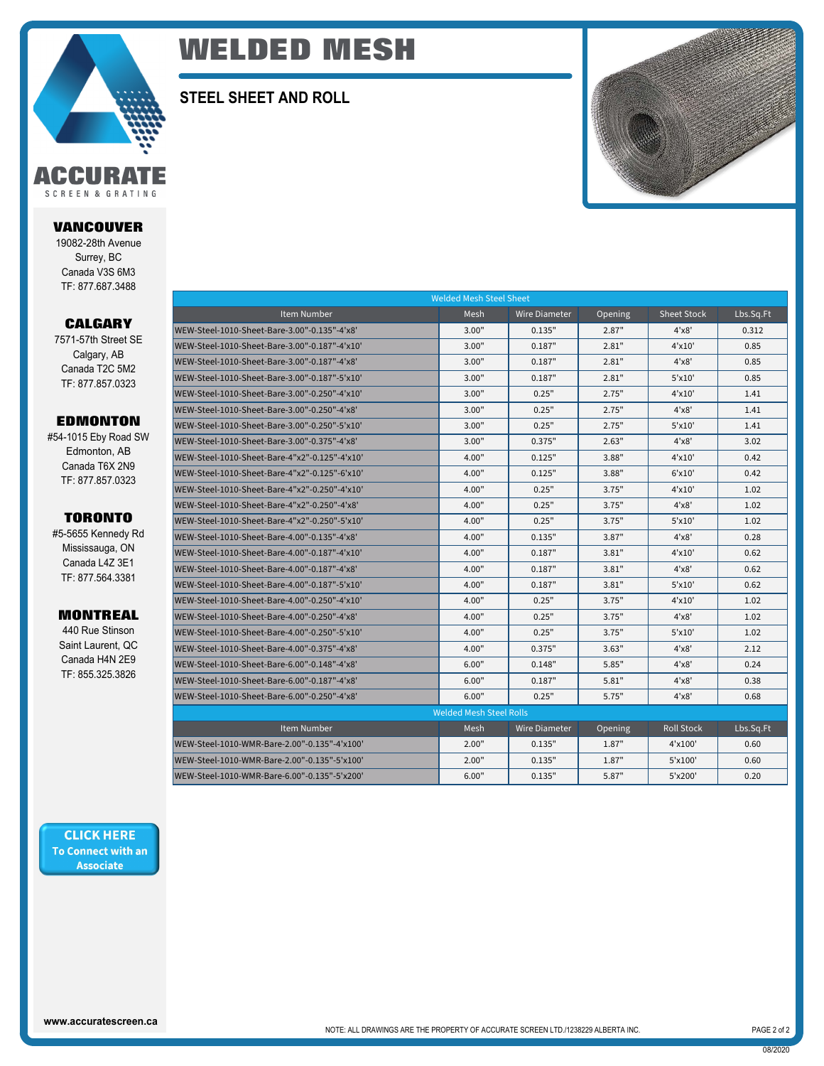# WELDED MESH

## STEEL SHEET AND ROLL

ACCURATE
SCREEN & GRATING

**VANCOUVER**
19082-28th Avenue
Surrey, BC
Canada V3S 6M3
TF: 877.687.3488

**CALGARY**
7571-57th Street SE
Calgary, AB
Canada T2C 5M2
TF: 877.857.0323

**EDMONTON**
#54-1015 Eby Road SW
Edmonton, AB
Canada T6X 2N9
TF: 877.857.0323

**TORONTO**
#5-5655 Kennedy Rd
Mississauga, ON
Canada L4Z 3E1
TF: 877.564.3381

**MONTREAL**
440 Rue Stinson
Saint Laurent, QC
Canada H4N 2E9
TF: 855.325.3826

**CLICK HERE**
To Connect with an Associate

www.accuratescreen.ca

| Welded Mesh Steel Sheet | | | | | |
|---|---|---|---|---|---|
| Item Number | Mesh | Wire Diameter | Opening | Sheet Stock | Lbs.Sq.Ft |
| WEW-Steel-1010-Sheet-Bare-3.00"-0.135"-4'x8' | 3.00" | 0.135" | 2.87" | 4'x8' | 0.312 |
| WEW-Steel-1010-Sheet-Bare-3.00"-0.187"-4'x10' | 3.00" | 0.187" | 2.81" | 4'x10' | 0.85 |
| WEW-Steel-1010-Sheet-Bare-3.00"-0.187"-4'x8' | 3.00" | 0.187" | 2.81" | 4'x8' | 0.85 |
| WEW-Steel-1010-Sheet-Bare-3.00"-0.187"-5'x10' | 3.00" | 0.187" | 2.81" | 5'x10' | 0.85 |
| WEW-Steel-1010-Sheet-Bare-3.00"-0.250"-4'x10' | 3.00" | 0.25" | 2.75" | 4'x10' | 1.41 |
| WEW-Steel-1010-Sheet-Bare-3.00"-0.250"-4'x8' | 3.00" | 0.25" | 2.75" | 4'x8' | 1.41 |
| WEW-Steel-1010-Sheet-Bare-3.00"-0.250"-5'x10' | 3.00" | 0.25" | 2.75" | 5'x10' | 1.41 |
| WEW-Steel-1010-Sheet-Bare-3.00"-0.375"-4'x8' | 3.00" | 0.375" | 2.63" | 4'x8' | 3.02 |
| WEW-Steel-1010-Sheet-Bare-4"x2"-0.125"-4'x10' | 4.00" | 0.125" | 3.88" | 4'x10' | 0.42 |
| WEW-Steel-1010-Sheet-Bare-4"x2"-0.125"-6'x10' | 4.00" | 0.125" | 3.88" | 6'x10' | 0.42 |
| WEW-Steel-1010-Sheet-Bare-4"x2"-0.250"-4'x10' | 4.00" | 0.25" | 3.75" | 4'x10' | 1.02 |
| WEW-Steel-1010-Sheet-Bare-4"x2"-0.250"-4'x8' | 4.00" | 0.25" | 3.75" | 4'x8' | 1.02 |
| WEW-Steel-1010-Sheet-Bare-4"x2"-0.250"-5'x10' | 4.00" | 0.25" | 3.75" | 5'x10' | 1.02 |
| WEW-Steel-1010-Sheet-Bare-4.00"-0.135"-4'x8' | 4.00" | 0.135" | 3.87" | 4'x8' | 0.28 |
| WEW-Steel-1010-Sheet-Bare-4.00"-0.187"-4'x10' | 4.00" | 0.187" | 3.81" | 4'x10' | 0.62 |
| WEW-Steel-1010-Sheet-Bare-4.00"-0.187"-4'x8' | 4.00" | 0.187" | 3.81" | 4'x8' | 0.62 |
| WEW-Steel-1010-Sheet-Bare-4.00"-0.187"-5'x10' | 4.00" | 0.187" | 3.81" | 5'x10' | 0.62 |
| WEW-Steel-1010-Sheet-Bare-4.00"-0.250"-4'x10' | 4.00" | 0.25" | 3.75" | 4'x10' | 1.02 |
| WEW-Steel-1010-Sheet-Bare-4.00"-0.250"-4'x8' | 4.00" | 0.25" | 3.75" | 4'x8' | 1.02 |
| WEW-Steel-1010-Sheet-Bare-4.00"-0.250"-5'x10' | 4.00" | 0.25" | 3.75" | 5'x10' | 1.02 |
| WEW-Steel-1010-Sheet-Bare-4.00"-0.375"-4'x8' | 4.00" | 0.375" | 3.63" | 4'x8' | 2.12 |
| WEW-Steel-1010-Sheet-Bare-6.00"-0.148"-4'x8' | 6.00" | 0.148" | 5.85" | 4'x8' | 0.24 |
| WEW-Steel-1010-Sheet-Bare-6.00"-0.187"-4'x8' | 6.00" | 0.187" | 5.81" | 4'x8' | 0.38 |
| WEW-Steel-1010-Sheet-Bare-6.00"-0.250"-4'x8' | 6.00" | 0.25" | 5.75" | 4'x8' | 0.68 |
| Welded Mesh Steel Rolls | | | | | |
| Item Number | Mesh | Wire Diameter | Opening | Roll Stock | Lbs.Sq.Ft |
| WEW-Steel-1010-WMR-Bare-2.00"-0.135"-4'x100' | 2.00" | 0.135" | 1.87" | 4'x100' | 0.60 |
| WEW-Steel-1010-WMR-Bare-2.00"-0.135"-5'x100' | 2.00" | 0.135" | 1.87" | 5'x100' | 0.60 |
| WEW-Steel-1010-WMR-Bare-6.00"-0.135"-5'x200' | 6.00" | 0.135" | 5.87" | 5'x200' | 0.20 |

NOTE: ALL DRAWINGS ARE THE PROPERTY OF ACCURATE SCREEN LTD./1238229 ALBERTA INC.

08/2020